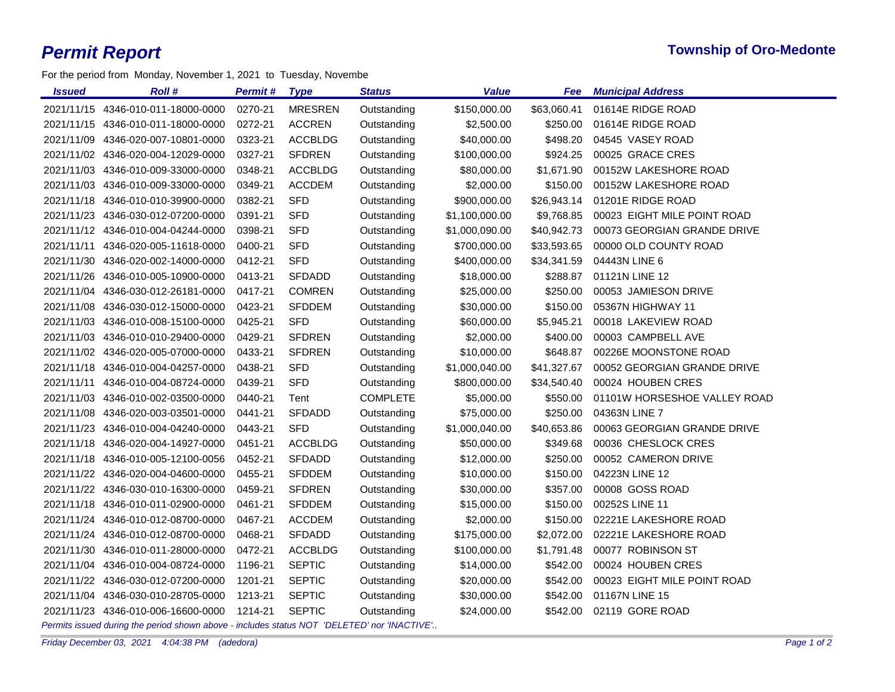# *Permit Report*

**Township of Oro-Medonte**

For the period from Monday, November 1, 2021 to Tuesday, Novembe

| *Issued* | *Roll #* | *Permit #* | *Type* | *Status* | *Value* | *Fee* | *Municipal Address* |
|---|---|---|---|---|---|---|---|
| 2021/11/15 | 4346-010-011-18000-0000 | 0270-21 | MRESREN | Outstanding | $150,000.00 | $63,060.41 | 01614E RIDGE ROAD |
| 2021/11/15 | 4346-010-011-18000-0000 | 0272-21 | ACCREN | Outstanding | $2,500.00 | $250.00 | 01614E RIDGE ROAD |
| 2021/11/09 | 4346-020-007-10801-0000 | 0323-21 | ACCBLDG | Outstanding | $40,000.00 | $498.20 | 04545 VASEY ROAD |
| 2021/11/02 | 4346-020-004-12029-0000 | 0327-21 | SFDREN | Outstanding | $100,000.00 | $924.25 | 00025 GRACE CRES |
| 2021/11/03 | 4346-010-009-33000-0000 | 0348-21 | ACCBLDG | Outstanding | $80,000.00 | $1,671.90 | 00152W LAKESHORE ROAD |
| 2021/11/03 | 4346-010-009-33000-0000 | 0349-21 | ACCDEM | Outstanding | $2,000.00 | $150.00 | 00152W LAKESHORE ROAD |
| 2021/11/18 | 4346-010-010-39900-0000 | 0382-21 | SFD | Outstanding | $900,000.00 | $26,943.14 | 01201E RIDGE ROAD |
| 2021/11/23 | 4346-030-012-07200-0000 | 0391-21 | SFD | Outstanding | $1,100,000.00 | $9,768.85 | 00023 EIGHT MILE POINT ROAD |
| 2021/11/12 | 4346-010-004-04244-0000 | 0398-21 | SFD | Outstanding | $1,000,090.00 | $40,942.73 | 00073 GEORGIAN GRANDE DRIVE |
| 2021/11/11 | 4346-020-005-11618-0000 | 0400-21 | SFD | Outstanding | $700,000.00 | $33,593.65 | 00000 OLD COUNTY ROAD |
| 2021/11/30 | 4346-020-002-14000-0000 | 0412-21 | SFD | Outstanding | $400,000.00 | $34,341.59 | 04443N LINE 6 |
| 2021/11/26 | 4346-010-005-10900-0000 | 0413-21 | SFDADD | Outstanding | $18,000.00 | $288.87 | 01121N LINE 12 |
| 2021/11/04 | 4346-030-012-26181-0000 | 0417-21 | COMREN | Outstanding | $25,000.00 | $250.00 | 00053 JAMIESON DRIVE |
| 2021/11/08 | 4346-030-012-15000-0000 | 0423-21 | SFDDEM | Outstanding | $30,000.00 | $150.00 | 05367N HIGHWAY 11 |
| 2021/11/03 | 4346-010-008-15100-0000 | 0425-21 | SFD | Outstanding | $60,000.00 | $5,945.21 | 00018 LAKEVIEW ROAD |
| 2021/11/03 | 4346-010-010-29400-0000 | 0429-21 | SFDREN | Outstanding | $2,000.00 | $400.00 | 00003 CAMPBELL AVE |
| 2021/11/02 | 4346-020-005-07000-0000 | 0433-21 | SFDREN | Outstanding | $10,000.00 | $648.87 | 00226E MOONSTONE ROAD |
| 2021/11/18 | 4346-010-004-04257-0000 | 0438-21 | SFD | Outstanding | $1,000,040.00 | $41,327.67 | 00052 GEORGIAN GRANDE DRIVE |
| 2021/11/11 | 4346-010-004-08724-0000 | 0439-21 | SFD | Outstanding | $800,000.00 | $34,540.40 | 00024 HOUBEN CRES |
| 2021/11/03 | 4346-010-002-03500-0000 | 0440-21 | Tent | COMPLETE | $5,000.00 | $550.00 | 01101W HORSESHOE VALLEY ROAD |
| 2021/11/08 | 4346-020-003-03501-0000 | 0441-21 | SFDADD | Outstanding | $75,000.00 | $250.00 | 04363N LINE 7 |
| 2021/11/23 | 4346-010-004-04240-0000 | 0443-21 | SFD | Outstanding | $1,000,040.00 | $40,653.86 | 00063 GEORGIAN GRANDE DRIVE |
| 2021/11/18 | 4346-020-004-14927-0000 | 0451-21 | ACCBLDG | Outstanding | $50,000.00 | $349.68 | 00036 CHESLOCK CRES |
| 2021/11/18 | 4346-010-005-12100-0056 | 0452-21 | SFDADD | Outstanding | $12,000.00 | $250.00 | 00052 CAMERON DRIVE |
| 2021/11/22 | 4346-020-004-04600-0000 | 0455-21 | SFDDEM | Outstanding | $10,000.00 | $150.00 | 04223N LINE 12 |
| 2021/11/22 | 4346-030-010-16300-0000 | 0459-21 | SFDREN | Outstanding | $30,000.00 | $357.00 | 00008 GOSS ROAD |
| 2021/11/18 | 4346-010-011-02900-0000 | 0461-21 | SFDDEM | Outstanding | $15,000.00 | $150.00 | 00252S LINE 11 |
| 2021/11/24 | 4346-010-012-08700-0000 | 0467-21 | ACCDEM | Outstanding | $2,000.00 | $150.00 | 02221E LAKESHORE ROAD |
| 2021/11/24 | 4346-010-012-08700-0000 | 0468-21 | SFDADD | Outstanding | $175,000.00 | $2,072.00 | 02221E LAKESHORE ROAD |
| 2021/11/30 | 4346-010-011-28000-0000 | 0472-21 | ACCBLDG | Outstanding | $100,000.00 | $1,791.48 | 00077 ROBINSON ST |
| 2021/11/04 | 4346-010-004-08724-0000 | 1196-21 | SEPTIC | Outstanding | $14,000.00 | $542.00 | 00024 HOUBEN CRES |
| 2021/11/22 | 4346-030-012-07200-0000 | 1201-21 | SEPTIC | Outstanding | $20,000.00 | $542.00 | 00023 EIGHT MILE POINT ROAD |
| 2021/11/04 | 4346-030-010-28705-0000 | 1213-21 | SEPTIC | Outstanding | $30,000.00 | $542.00 | 01167N LINE 15 |
| 2021/11/23 | 4346-010-006-16600-0000 | 1214-21 | SEPTIC | Outstanding | $24,000.00 | $542.00 | 02119 GORE ROAD |

*Permits issued during the period shown above - includes status NOT 'DELETED' nor 'INACTIVE'..*

*Friday December 03, 2021 4:04:38 PM (adedora)*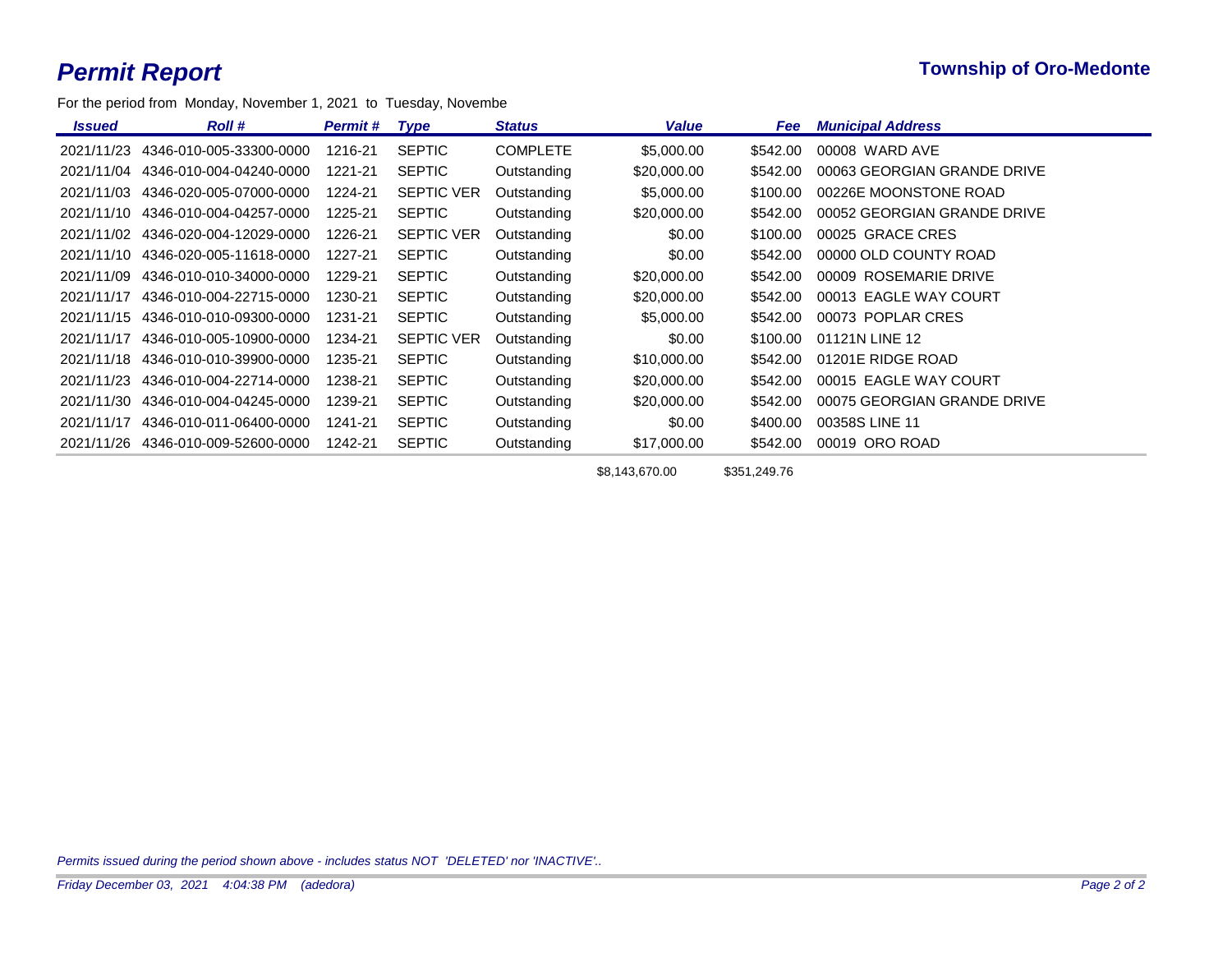# Permit Report

**Township of Oro-Medonte**

For the period from Monday, November 1, 2021 to Tuesday, Novembe

| *Issued* | *Roll #* | *Permit #* | *Type* | *Status* | *Value* | *Fee* | *Municipal Address* |
|---|---|---|---|---|---|---|---|
| 2021/11/23 | 4346-010-005-33300-0000 | 1216-21 | SEPTIC | COMPLETE | $5,000.00 | $542.00 | 00008 WARD AVE |
| 2021/11/04 | 4346-010-004-04240-0000 | 1221-21 | SEPTIC | Outstanding | $20,000.00 | $542.00 | 00063 GEORGIAN GRANDE DRIVE |
| 2021/11/03 | 4346-020-005-07000-0000 | 1224-21 | SEPTIC VER | Outstanding | $5,000.00 | $100.00 | 00226E MOONSTONE ROAD |
| 2021/11/10 | 4346-010-004-04257-0000 | 1225-21 | SEPTIC | Outstanding | $20,000.00 | $542.00 | 00052 GEORGIAN GRANDE DRIVE |
| 2021/11/02 | 4346-020-004-12029-0000 | 1226-21 | SEPTIC VER | Outstanding | $0.00 | $100.00 | 00025 GRACE CRES |
| 2021/11/10 | 4346-020-005-11618-0000 | 1227-21 | SEPTIC | Outstanding | $0.00 | $542.00 | 00000 OLD COUNTY ROAD |
| 2021/11/09 | 4346-010-010-34000-0000 | 1229-21 | SEPTIC | Outstanding | $20,000.00 | $542.00 | 00009 ROSEMARIE DRIVE |
| 2021/11/17 | 4346-010-004-22715-0000 | 1230-21 | SEPTIC | Outstanding | $20,000.00 | $542.00 | 00013 EAGLE WAY COURT |
| 2021/11/15 | 4346-010-010-09300-0000 | 1231-21 | SEPTIC | Outstanding | $5,000.00 | $542.00 | 00073 POPLAR CRES |
| 2021/11/17 | 4346-010-005-10900-0000 | 1234-21 | SEPTIC VER | Outstanding | $0.00 | $100.00 | 01121N LINE 12 |
| 2021/11/18 | 4346-010-010-39900-0000 | 1235-21 | SEPTIC | Outstanding | $10,000.00 | $542.00 | 01201E RIDGE ROAD |
| 2021/11/23 | 4346-010-004-22714-0000 | 1238-21 | SEPTIC | Outstanding | $20,000.00 | $542.00 | 00015 EAGLE WAY COURT |
| 2021/11/30 | 4346-010-004-04245-0000 | 1239-21 | SEPTIC | Outstanding | $20,000.00 | $542.00 | 00075 GEORGIAN GRANDE DRIVE |
| 2021/11/17 | 4346-010-011-06400-0000 | 1241-21 | SEPTIC | Outstanding | $0.00 | $400.00 | 00358S LINE 11 |
| 2021/11/26 | 4346-010-009-52600-0000 | 1242-21 | SEPTIC | Outstanding | $17,000.00 | $542.00 | 00019 ORO ROAD |
| | | | | | $8,143,670.00 | $351,249.76 | |

*Permits issued during the period shown above - includes status NOT 'DELETED' nor 'INACTIVE'..*

*Friday December 03, 2021 4:04:38 PM (adedora)*